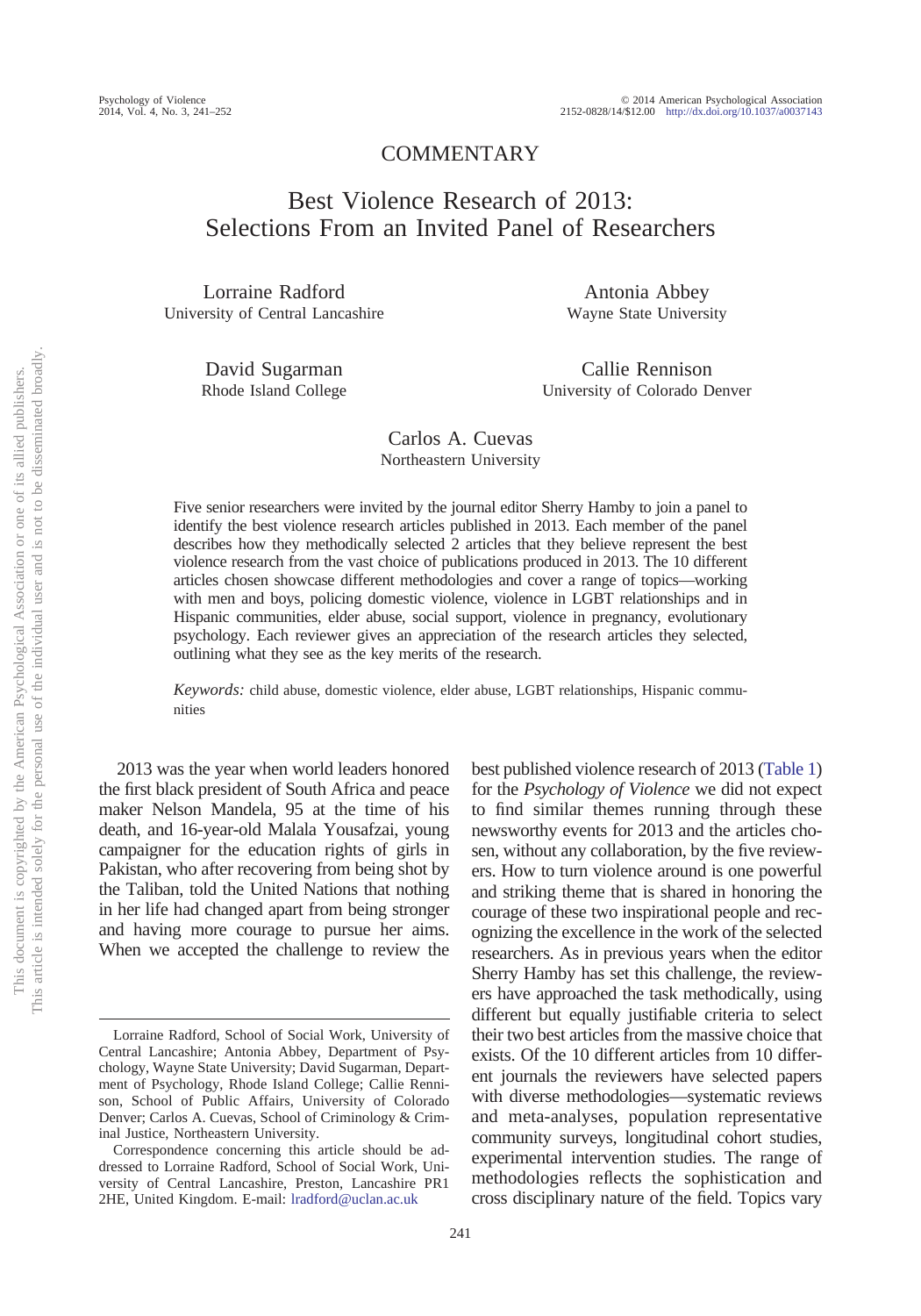COMMENTARY

# Best Violence Research of 2013: Selections From an Invited Panel of Researchers

Lorraine Radford
University of Central Lancashire

Antonia Abbey
Wayne State University

David Sugarman
Rhode Island College

Callie Rennison
University of Colorado Denver

Carlos A. Cuevas
Northeastern University

Five senior researchers were invited by the journal editor Sherry Hamby to join a panel to identify the best violence research articles published in 2013. Each member of the panel describes how they methodically selected 2 articles that they believe represent the best violence research from the vast choice of publications produced in 2013. The 10 different articles chosen showcase different methodologies and cover a range of topics—working with men and boys, policing domestic violence, violence in LGBT relationships and in Hispanic communities, elder abuse, social support, violence in pregnancy, evolutionary psychology. Each reviewer gives an appreciation of the research articles they selected, outlining what they see as the key merits of the research.

*Keywords:* child abuse, domestic violence, elder abuse, LGBT relationships, Hispanic communities

2013 was the year when world leaders honored the first black president of South Africa and peace maker Nelson Mandela, 95 at the time of his death, and 16-year-old Malala Yousafzai, young campaigner for the education rights of girls in Pakistan, who after recovering from being shot by the Taliban, told the United Nations that nothing in her life had changed apart from being stronger and having more courage to pursue her aims. When we accepted the challenge to review the best published violence research of 2013 (Table 1) for the *Psychology of Violence* we did not expect to find similar themes running through these newsworthy events for 2013 and the articles chosen, without any collaboration, by the five reviewers. How to turn violence around is one powerful and striking theme that is shared in honoring the courage of these two inspirational people and recognizing the excellence in the work of the selected researchers. As in previous years when the editor Sherry Hamby has set this challenge, the reviewers have approached the task methodically, using different but equally justifiable criteria to select their two best articles from the massive choice that exists. Of the 10 different articles from 10 different journals the reviewers have selected papers with diverse methodologies—systematic reviews and meta-analyses, population representative community surveys, longitudinal cohort studies, experimental intervention studies. The range of methodologies reflects the sophistication and cross disciplinary nature of the field. Topics vary

Lorraine Radford, School of Social Work, University of Central Lancashire; Antonia Abbey, Department of Psychology, Wayne State University; David Sugarman, Department of Psychology, Rhode Island College; Callie Rennison, School of Public Affairs, University of Colorado Denver; Carlos A. Cuevas, School of Criminology & Criminal Justice, Northeastern University.

Correspondence concerning this article should be addressed to Lorraine Radford, School of Social Work, University of Central Lancashire, Preston, Lancashire PR1 2HE, United Kingdom. E-mail: lradford@uclan.ac.uk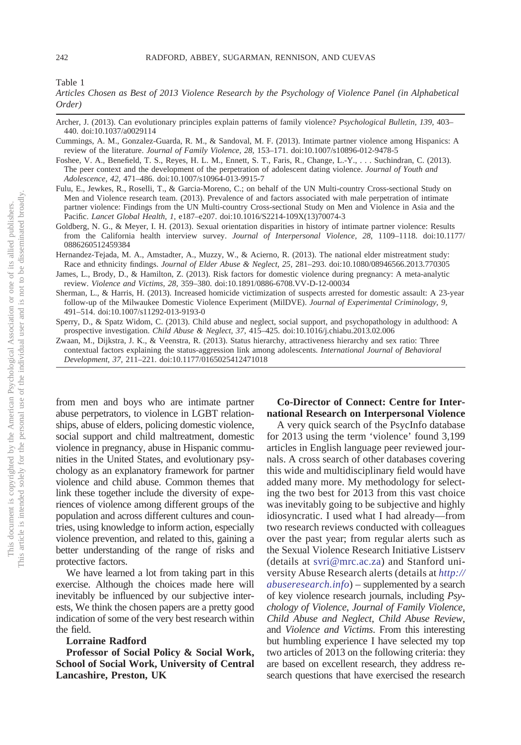Table 1
*Articles Chosen as Best of 2013 Violence Research by the Psychology of Violence Panel (in Alphabetical Order)*

Archer, J. (2013). Can evolutionary principles explain patterns of family violence? *Psychological Bulletin, 139,* 403–440. doi:10.1037/a0029114

Cummings, A. M., Gonzalez-Guarda, R. M., & Sandoval, M. F. (2013). Intimate partner violence among Hispanics: A review of the literature. *Journal of Family Violence, 28,* 153–171. doi:10.1007/s10896-012-9478-5

Foshee, V. A., Benefield, T. S., Reyes, H. L. M., Ennett, S. T., Faris, R., Change, L.-Y., . . . Suchindran, C. (2013). The peer context and the development of the perpetration of adolescent dating violence. *Journal of Youth and Adolescence, 42,* 471–486. doi:10.1007/s10964-013-9915-7

Fulu, E., Jewkes, R., Roselli, T., & Garcia-Moreno, C.; on behalf of the UN Multi-country Cross-sectional Study on Men and Violence research team. (2013). Prevalence of and factors associated with male perpetration of intimate partner violence: Findings from the UN Multi-country Cross-sectional Study on Men and Violence in Asia and the Pacific. *Lancet Global Health, 1,* e187–e207. doi:10.1016/S2214-109X(13)70074-3

Goldberg, N. G., & Meyer, I. H. (2013). Sexual orientation disparities in history of intimate partner violence: Results from the California health interview survey. *Journal of Interpersonal Violence, 28,* 1109–1118. doi:10.1177/0886260512459384

Hernandez-Tejada, M. A., Amstadter, A., Muzzy, W., & Acierno, R. (2013). The national elder mistreatment study: Race and ethnicity findings. *Journal of Elder Abuse & Neglect, 25,* 281–293. doi:10.1080/08946566.2013.770305

James, L., Brody, D., & Hamilton, Z. (2013). Risk factors for domestic violence during pregnancy: A meta-analytic review. *Violence and Victims, 28,* 359–380. doi:10.1891/0886-6708.VV-D-12-00034

Sherman, L., & Harris, H. (2013). Increased homicide victimization of suspects arrested for domestic assault: A 23-year follow-up of the Milwaukee Domestic Violence Experiment (MilDVE). *Journal of Experimental Criminology, 9,* 491–514. doi:10.1007/s11292-013-9193-0

Sperry, D., & Spatz Widom, C. (2013). Child abuse and neglect, social support, and psychopathology in adulthood: A prospective investigation. *Child Abuse & Neglect, 37,* 415–425. doi:10.1016/j.chiabu.2013.02.006

Zwaan, M., Dijkstra, J. K., & Veenstra, R. (2013). Status hierarchy, attractiveness hierarchy and sex ratio: Three contextual factors explaining the status-aggression link among adolescents. *International Journal of Behavioral Development, 37,* 211–221. doi:10.1177/0165025412471018

from men and boys who are intimate partner abuse perpetrators, to violence in LGBT relationships, abuse of elders, policing domestic violence, social support and child maltreatment, domestic violence in pregnancy, abuse in Hispanic communities in the United States, and evolutionary psychology as an explanatory framework for partner violence and child abuse. Common themes that link these together include the diversity of experiences of violence among different groups of the population and across different cultures and countries, using knowledge to inform action, especially violence prevention, and related to this, gaining a better understanding of the range of risks and protective factors.

We have learned a lot from taking part in this exercise. Although the choices made here will inevitably be influenced by our subjective interests, We think the chosen papers are a pretty good indication of some of the very best research within the field.

**Lorraine Radford**

**Professor of Social Policy & Social Work, School of Social Work, University of Central Lancashire, Preston, UK**

**Co-Director of Connect: Centre for International Research on Interpersonal Violence**

A very quick search of the PsycInfo database for 2013 using the term 'violence' found 3,199 articles in English language peer reviewed journals. A cross search of other databases covering this wide and multidisciplinary field would have added many more. My methodology for selecting the two best for 2013 from this vast choice was inevitably going to be subjective and highly idiosyncratic. I used what I had already—from two research reviews conducted with colleagues over the past year; from regular alerts such as the Sexual Violence Research Initiative Listserv (details at svri@mrc.ac.za) and Stanford university Abuse Research alerts (details at *http://abuseresearch.info*) – supplemented by a search of key violence research journals, including *Psychology of Violence*, *Journal of Family Violence*, *Child Abuse and Neglect*, *Child Abuse Review*, and *Violence and Victims*. From this interesting but humbling experience I have selected my top two articles of 2013 on the following criteria: they are based on excellent research, they address research questions that have exercised the research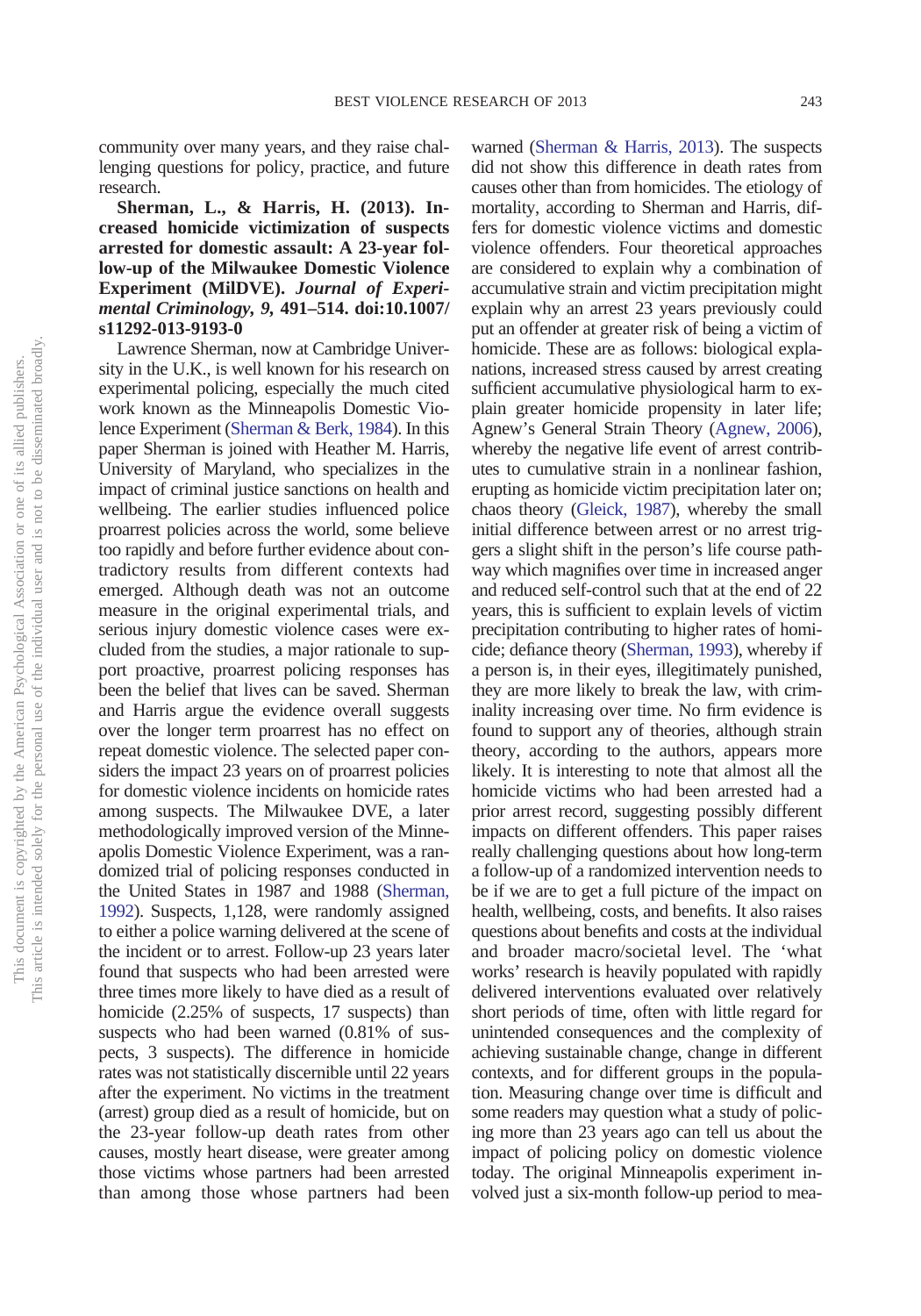community over many years, and they raise challenging questions for policy, practice, and future research.

**Sherman, L., & Harris, H. (2013). Increased homicide victimization of suspects arrested for domestic assault: A 23-year follow-up of the Milwaukee Domestic Violence Experiment (MilDVE).** ***Journal of Experimental Criminology, 9,*** **491–514. doi:10.1007/s11292-013-9193-0**

Lawrence Sherman, now at Cambridge University in the U.K., is well known for his research on experimental policing, especially the much cited work known as the Minneapolis Domestic Violence Experiment (Sherman & Berk, 1984). In this paper Sherman is joined with Heather M. Harris, University of Maryland, who specializes in the impact of criminal justice sanctions on health and wellbeing. The earlier studies influenced police proarrest policies across the world, some believe too rapidly and before further evidence about contradictory results from different contexts had emerged. Although death was not an outcome measure in the original experimental trials, and serious injury domestic violence cases were excluded from the studies, a major rationale to support proactive, proarrest policing responses has been the belief that lives can be saved. Sherman and Harris argue the evidence overall suggests over the longer term proarrest has no effect on repeat domestic violence. The selected paper considers the impact 23 years on of proarrest policies for domestic violence incidents on homicide rates among suspects. The Milwaukee DVE, a later methodologically improved version of the Minneapolis Domestic Violence Experiment, was a randomized trial of policing responses conducted in the United States in 1987 and 1988 (Sherman, 1992). Suspects, 1,128, were randomly assigned to either a police warning delivered at the scene of the incident or to arrest. Follow-up 23 years later found that suspects who had been arrested were three times more likely to have died as a result of homicide (2.25% of suspects, 17 suspects) than suspects who had been warned (0.81% of suspects, 3 suspects). The difference in homicide rates was not statistically discernible until 22 years after the experiment. No victims in the treatment (arrest) group died as a result of homicide, but on the 23-year follow-up death rates from other causes, mostly heart disease, were greater among those victims whose partners had been arrested than among those whose partners had been warned (Sherman & Harris, 2013). The suspects did not show this difference in death rates from causes other than from homicides. The etiology of mortality, according to Sherman and Harris, differs for domestic violence victims and domestic violence offenders. Four theoretical approaches are considered to explain why a combination of accumulative strain and victim precipitation might explain why an arrest 23 years previously could put an offender at greater risk of being a victim of homicide. These are as follows: biological explanations, increased stress caused by arrest creating sufficient accumulative physiological harm to explain greater homicide propensity in later life; Agnew's General Strain Theory (Agnew, 2006), whereby the negative life event of arrest contributes to cumulative strain in a nonlinear fashion, erupting as homicide victim precipitation later on; chaos theory (Gleick, 1987), whereby the small initial difference between arrest or no arrest triggers a slight shift in the person's life course pathway which magnifies over time in increased anger and reduced self-control such that at the end of 22 years, this is sufficient to explain levels of victim precipitation contributing to higher rates of homicide; defiance theory (Sherman, 1993), whereby if a person is, in their eyes, illegitimately punished, they are more likely to break the law, with criminality increasing over time. No firm evidence is found to support any of theories, although strain theory, according to the authors, appears more likely. It is interesting to note that almost all the homicide victims who had been arrested had a prior arrest record, suggesting possibly different impacts on different offenders. This paper raises really challenging questions about how long-term a follow-up of a randomized intervention needs to be if we are to get a full picture of the impact on health, wellbeing, costs, and benefits. It also raises questions about benefits and costs at the individual and broader macro/societal level. The 'what works' research is heavily populated with rapidly delivered interventions evaluated over relatively short periods of time, often with little regard for unintended consequences and the complexity of achieving sustainable change, change in different contexts, and for different groups in the population. Measuring change over time is difficult and some readers may question what a study of policing more than 23 years ago can tell us about the impact of policing policy on domestic violence today. The original Minneapolis experiment involved just a six-month follow-up period to mea-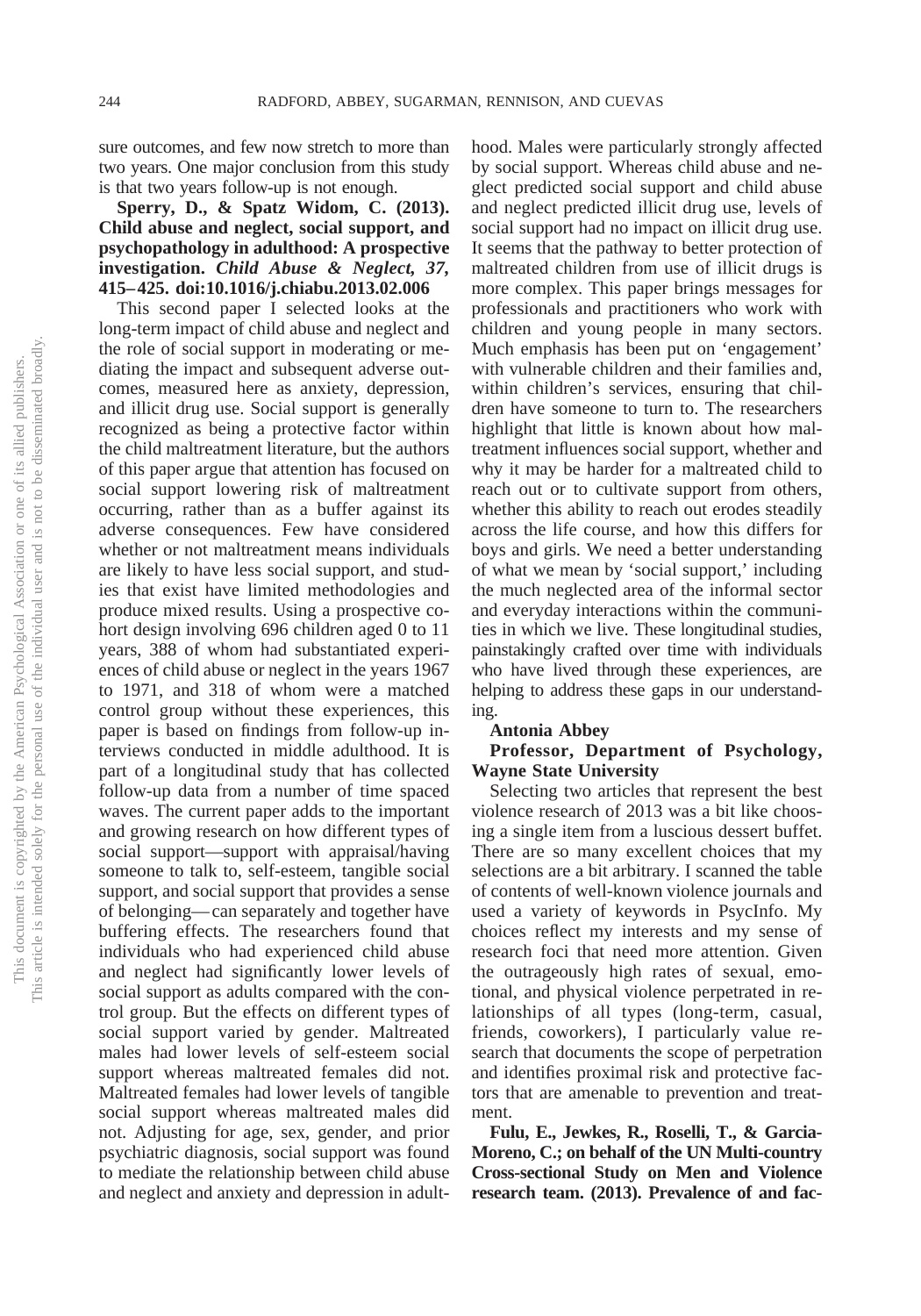sure outcomes, and few now stretch to more than two years. One major conclusion from this study is that two years follow-up is not enough.

**Sperry, D., & Spatz Widom, C. (2013). Child abuse and neglect, social support, and psychopathology in adulthood: A prospective investigation. *Child Abuse & Neglect, 37*, 415–425. doi:10.1016/j.chiabu.2013.02.006**

This second paper I selected looks at the long-term impact of child abuse and neglect and the role of social support in moderating or mediating the impact and subsequent adverse outcomes, measured here as anxiety, depression, and illicit drug use. Social support is generally recognized as being a protective factor within the child maltreatment literature, but the authors of this paper argue that attention has focused on social support lowering risk of maltreatment occurring, rather than as a buffer against its adverse consequences. Few have considered whether or not maltreatment means individuals are likely to have less social support, and studies that exist have limited methodologies and produce mixed results. Using a prospective cohort design involving 696 children aged 0 to 11 years, 388 of whom had substantiated experiences of child abuse or neglect in the years 1967 to 1971, and 318 of whom were a matched control group without these experiences, this paper is based on findings from follow-up interviews conducted in middle adulthood. It is part of a longitudinal study that has collected follow-up data from a number of time spaced waves. The current paper adds to the important and growing research on how different types of social support—support with appraisal/having someone to talk to, self-esteem, tangible social support, and social support that provides a sense of belonging—can separately and together have buffering effects. The researchers found that individuals who had experienced child abuse and neglect had significantly lower levels of social support as adults compared with the control group. But the effects on different types of social support varied by gender. Maltreated males had lower levels of self-esteem social support whereas maltreated females did not. Maltreated females had lower levels of tangible social support whereas maltreated males did not. Adjusting for age, sex, gender, and prior psychiatric diagnosis, social support was found to mediate the relationship between child abuse and neglect and anxiety and depression in adulthood. Males were particularly strongly affected by social support. Whereas child abuse and neglect predicted social support and child abuse and neglect predicted illicit drug use, levels of social support had no impact on illicit drug use. It seems that the pathway to better protection of maltreated children from use of illicit drugs is more complex. This paper brings messages for professionals and practitioners who work with children and young people in many sectors. Much emphasis has been put on 'engagement' with vulnerable children and their families and, within children's services, ensuring that children have someone to turn to. The researchers highlight that little is known about how maltreatment influences social support, whether and why it may be harder for a maltreated child to reach out or to cultivate support from others, whether this ability to reach out erodes steadily across the life course, and how this differs for boys and girls. We need a better understanding of what we mean by 'social support,' including the much neglected area of the informal sector and everyday interactions within the communities in which we live. These longitudinal studies, painstakingly crafted over time with individuals who have lived through these experiences, are helping to address these gaps in our understanding.

**Antonia Abbey**

**Professor, Department of Psychology, Wayne State University**

Selecting two articles that represent the best violence research of 2013 was a bit like choosing a single item from a luscious dessert buffet. There are so many excellent choices that my selections are a bit arbitrary. I scanned the table of contents of well-known violence journals and used a variety of keywords in PsycInfo. My choices reflect my interests and my sense of research foci that need more attention. Given the outrageously high rates of sexual, emotional, and physical violence perpetrated in relationships of all types (long-term, casual, friends, coworkers), I particularly value research that documents the scope of perpetration and identifies proximal risk and protective factors that are amenable to prevention and treatment.

**Fulu, E., Jewkes, R., Roselli, T., & Garcia-Moreno, C.; on behalf of the UN Multi-country Cross-sectional Study on Men and Violence research team. (2013). Prevalence of and fac-**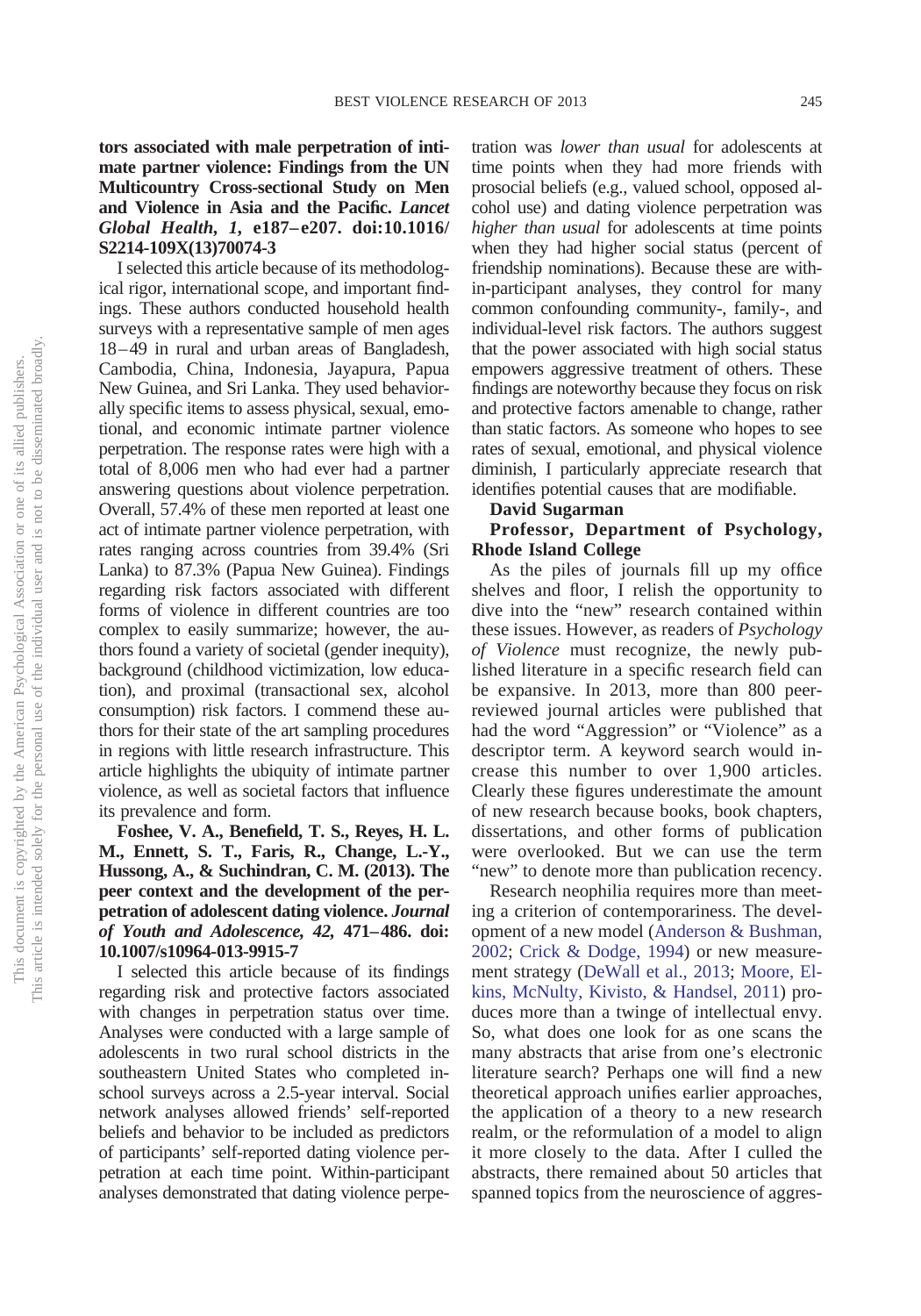**tors associated with male perpetration of intimate partner violence: Findings from the UN Multicountry Cross-sectional Study on Men and Violence in Asia and the Pacific. *Lancet Global Health, 1,* e187–e207. doi:10.1016/S2214-109X(13)70074-3**

I selected this article because of its methodological rigor, international scope, and important findings. These authors conducted household health surveys with a representative sample of men ages 18–49 in rural and urban areas of Bangladesh, Cambodia, China, Indonesia, Jayapura, Papua New Guinea, and Sri Lanka. They used behaviorally specific items to assess physical, sexual, emotional, and economic intimate partner violence perpetration. The response rates were high with a total of 8,006 men who had ever had a partner answering questions about violence perpetration. Overall, 57.4% of these men reported at least one act of intimate partner violence perpetration, with rates ranging across countries from 39.4% (Sri Lanka) to 87.3% (Papua New Guinea). Findings regarding risk factors associated with different forms of violence in different countries are too complex to easily summarize; however, the authors found a variety of societal (gender inequity), background (childhood victimization, low education), and proximal (transactional sex, alcohol consumption) risk factors. I commend these authors for their state of the art sampling procedures in regions with little research infrastructure. This article highlights the ubiquity of intimate partner violence, as well as societal factors that influence its prevalence and form.

**Foshee, V. A., Benefield, T. S., Reyes, H. L. M., Ennett, S. T., Faris, R., Change, L.-Y., Hussong, A., & Suchindran, C. M. (2013). The peer context and the development of the perpetration of adolescent dating violence. *Journal of Youth and Adolescence, 42,* 471–486. doi:10.1007/s10964-013-9915-7**

I selected this article because of its findings regarding risk and protective factors associated with changes in perpetration status over time. Analyses were conducted with a large sample of adolescents in two rural school districts in the southeastern United States who completed in-school surveys across a 2.5-year interval. Social network analyses allowed friends' self-reported beliefs and behavior to be included as predictors of participants' self-reported dating violence perpetration at each time point. Within-participant analyses demonstrated that dating violence perpetration was *lower than usual* for adolescents at time points when they had more friends with prosocial beliefs (e.g., valued school, opposed alcohol use) and dating violence perpetration was *higher than usual* for adolescents at time points when they had higher social status (percent of friendship nominations). Because these are within-participant analyses, they control for many common confounding community-, family-, and individual-level risk factors. The authors suggest that the power associated with high social status empowers aggressive treatment of others. These findings are noteworthy because they focus on risk and protective factors amenable to change, rather than static factors. As someone who hopes to see rates of sexual, emotional, and physical violence diminish, I particularly appreciate research that identifies potential causes that are modifiable.

**David Sugarman**

**Professor, Department of Psychology, Rhode Island College**

As the piles of journals fill up my office shelves and floor, I relish the opportunity to dive into the "new" research contained within these issues. However, as readers of *Psychology of Violence* must recognize, the newly published literature in a specific research field can be expansive. In 2013, more than 800 peer-reviewed journal articles were published that had the word "Aggression" or "Violence" as a descriptor term. A keyword search would increase this number to over 1,900 articles. Clearly these figures underestimate the amount of new research because books, book chapters, dissertations, and other forms of publication were overlooked. But we can use the term "new" to denote more than publication recency.

Research neophilia requires more than meeting a criterion of contemporariness. The development of a new model (Anderson & Bushman, 2002; Crick & Dodge, 1994) or new measurement strategy (DeWall et al., 2013; Moore, Elkins, McNulty, Kivisto, & Handsel, 2011) produces more than a twinge of intellectual envy. So, what does one look for as one scans the many abstracts that arise from one's electronic literature search? Perhaps one will find a new theoretical approach unifies earlier approaches, the application of a theory to a new research realm, or the reformulation of a model to align it more closely to the data. After I culled the abstracts, there remained about 50 articles that spanned topics from the neuroscience of aggres-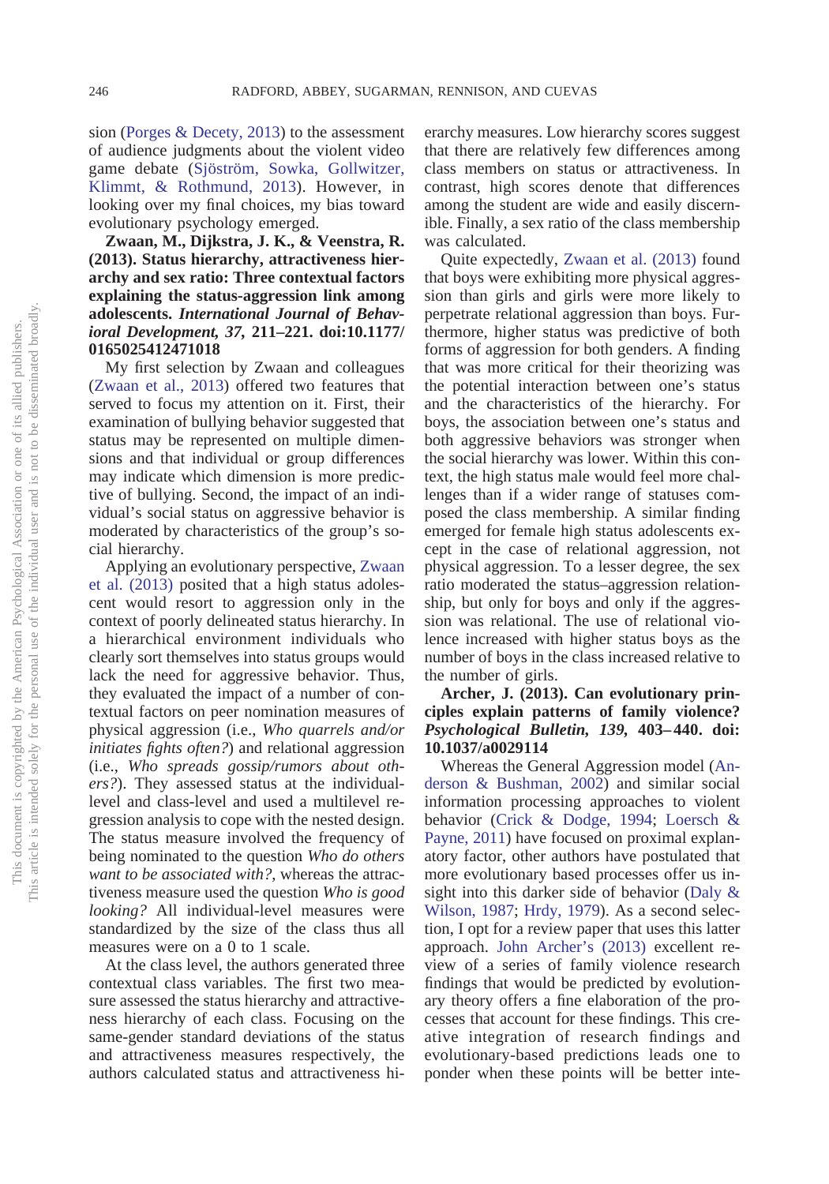sion (Porges & Decety, 2013) to the assessment of audience judgments about the violent video game debate (Sjöström, Sowka, Gollwitzer, Klimmt, & Rothmund, 2013). However, in looking over my final choices, my bias toward evolutionary psychology emerged.

**Zwaan, M., Dijkstra, J. K., & Veenstra, R. (2013). Status hierarchy, attractiveness hierarchy and sex ratio: Three contextual factors explaining the status-aggression link among adolescents. *International Journal of Behavioral Development, 37,* 211–221. doi:10.1177/0165025412471018**

My first selection by Zwaan and colleagues (Zwaan et al., 2013) offered two features that served to focus my attention on it. First, their examination of bullying behavior suggested that status may be represented on multiple dimensions and that individual or group differences may indicate which dimension is more predictive of bullying. Second, the impact of an individual's social status on aggressive behavior is moderated by characteristics of the group's social hierarchy.

Applying an evolutionary perspective, Zwaan et al. (2013) posited that a high status adolescent would resort to aggression only in the context of poorly delineated status hierarchy. In a hierarchical environment individuals who clearly sort themselves into status groups would lack the need for aggressive behavior. Thus, they evaluated the impact of a number of contextual factors on peer nomination measures of physical aggression (i.e., *Who quarrels and/or initiates fights often?*) and relational aggression (i.e., *Who spreads gossip/rumors about others?*). They assessed status at the individual-level and class-level and used a multilevel regression analysis to cope with the nested design. The status measure involved the frequency of being nominated to the question *Who do others want to be associated with?*, whereas the attractiveness measure used the question *Who is good looking?* All individual-level measures were standardized by the size of the class thus all measures were on a 0 to 1 scale.

At the class level, the authors generated three contextual class variables. The first two measure assessed the status hierarchy and attractiveness hierarchy of each class. Focusing on the same-gender standard deviations of the status and attractiveness measures respectively, the authors calculated status and attractiveness hierarchy measures. Low hierarchy scores suggest that there are relatively few differences among class members on status or attractiveness. In contrast, high scores denote that differences among the student are wide and easily discernible. Finally, a sex ratio of the class membership was calculated.

Quite expectedly, Zwaan et al. (2013) found that boys were exhibiting more physical aggression than girls and girls were more likely to perpetrate relational aggression than boys. Furthermore, higher status was predictive of both forms of aggression for both genders. A finding that was more critical for their theorizing was the potential interaction between one's status and the characteristics of the hierarchy. For boys, the association between one's status and both aggressive behaviors was stronger when the social hierarchy was lower. Within this context, the high status male would feel more challenges than if a wider range of statuses composed the class membership. A similar finding emerged for female high status adolescents except in the case of relational aggression, not physical aggression. To a lesser degree, the sex ratio moderated the status–aggression relationship, but only for boys and only if the aggression was relational. The use of relational violence increased with higher status boys as the number of boys in the class increased relative to the number of girls.

**Archer, J. (2013). Can evolutionary principles explain patterns of family violence? *Psychological Bulletin, 139,* 403–440. doi:10.1037/a0029114**

Whereas the General Aggression model (Anderson & Bushman, 2002) and similar social information processing approaches to violent behavior (Crick & Dodge, 1994; Loersch & Payne, 2011) have focused on proximal explanatory factor, other authors have postulated that more evolutionary based processes offer us insight into this darker side of behavior (Daly & Wilson, 1987; Hrdy, 1979). As a second selection, I opt for a review paper that uses this latter approach. John Archer's (2013) excellent review of a series of family violence research findings that would be predicted by evolutionary theory offers a fine elaboration of the processes that account for these findings. This creative integration of research findings and evolutionary-based predictions leads one to ponder when these points will be better inte-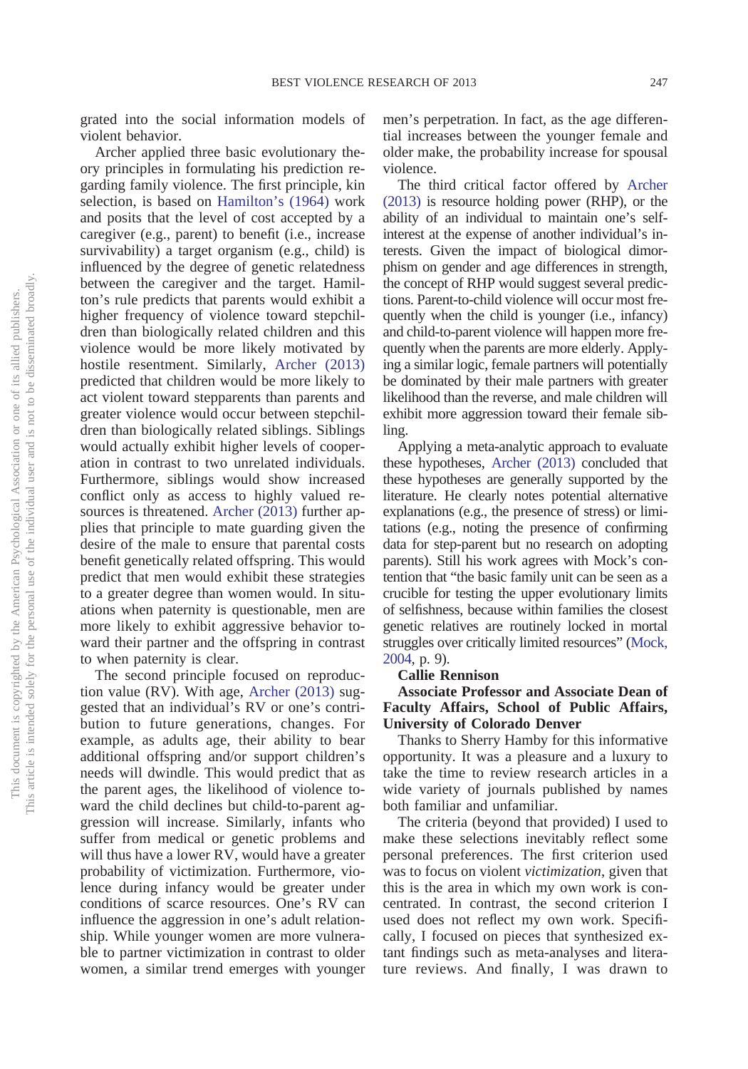grated into the social information models of violent behavior.

Archer applied three basic evolutionary theory principles in formulating his prediction regarding family violence. The first principle, kin selection, is based on Hamilton's (1964) work and posits that the level of cost accepted by a caregiver (e.g., parent) to benefit (i.e., increase survivability) a target organism (e.g., child) is influenced by the degree of genetic relatedness between the caregiver and the target. Hamilton's rule predicts that parents would exhibit a higher frequency of violence toward stepchildren than biologically related children and this violence would be more likely motivated by hostile resentment. Similarly, Archer (2013) predicted that children would be more likely to act violent toward stepparents than parents and greater violence would occur between stepchildren than biologically related siblings. Siblings would actually exhibit higher levels of cooperation in contrast to two unrelated individuals. Furthermore, siblings would show increased conflict only as access to highly valued resources is threatened. Archer (2013) further applies that principle to mate guarding given the desire of the male to ensure that parental costs benefit genetically related offspring. This would predict that men would exhibit these strategies to a greater degree than women would. In situations when paternity is questionable, men are more likely to exhibit aggressive behavior toward their partner and the offspring in contrast to when paternity is clear.

The second principle focused on reproduction value (RV). With age, Archer (2013) suggested that an individual's RV or one's contribution to future generations, changes. For example, as adults age, their ability to bear additional offspring and/or support children's needs will dwindle. This would predict that as the parent ages, the likelihood of violence toward the child declines but child-to-parent aggression will increase. Similarly, infants who suffer from medical or genetic problems and will thus have a lower RV, would have a greater probability of victimization. Furthermore, violence during infancy would be greater under conditions of scarce resources. One's RV can influence the aggression in one's adult relationship. While younger women are more vulnerable to partner victimization in contrast to older women, a similar trend emerges with younger men's perpetration. In fact, as the age differential increases between the younger female and older make, the probability increase for spousal violence.

The third critical factor offered by Archer (2013) is resource holding power (RHP), or the ability of an individual to maintain one's self-interest at the expense of another individual's interests. Given the impact of biological dimorphism on gender and age differences in strength, the concept of RHP would suggest several predictions. Parent-to-child violence will occur most frequently when the child is younger (i.e., infancy) and child-to-parent violence will happen more frequently when the parents are more elderly. Applying a similar logic, female partners will potentially be dominated by their male partners with greater likelihood than the reverse, and male children will exhibit more aggression toward their female sibling.

Applying a meta-analytic approach to evaluate these hypotheses, Archer (2013) concluded that these hypotheses are generally supported by the literature. He clearly notes potential alternative explanations (e.g., the presence of stress) or limitations (e.g., noting the presence of confirming data for step-parent but no research on adopting parents). Still his work agrees with Mock's contention that "the basic family unit can be seen as a crucible for testing the upper evolutionary limits of selfishness, because within families the closest genetic relatives are routinely locked in mortal struggles over critically limited resources" (Mock, 2004, p. 9).

**Callie Rennison**

**Associate Professor and Associate Dean of Faculty Affairs, School of Public Affairs, University of Colorado Denver**

Thanks to Sherry Hamby for this informative opportunity. It was a pleasure and a luxury to take the time to review research articles in a wide variety of journals published by names both familiar and unfamiliar.

The criteria (beyond that provided) I used to make these selections inevitably reflect some personal preferences. The first criterion used was to focus on violent *victimization*, given that this is the area in which my own work is concentrated. In contrast, the second criterion I used does not reflect my own work. Specifically, I focused on pieces that synthesized extant findings such as meta-analyses and literature reviews. And finally, I was drawn to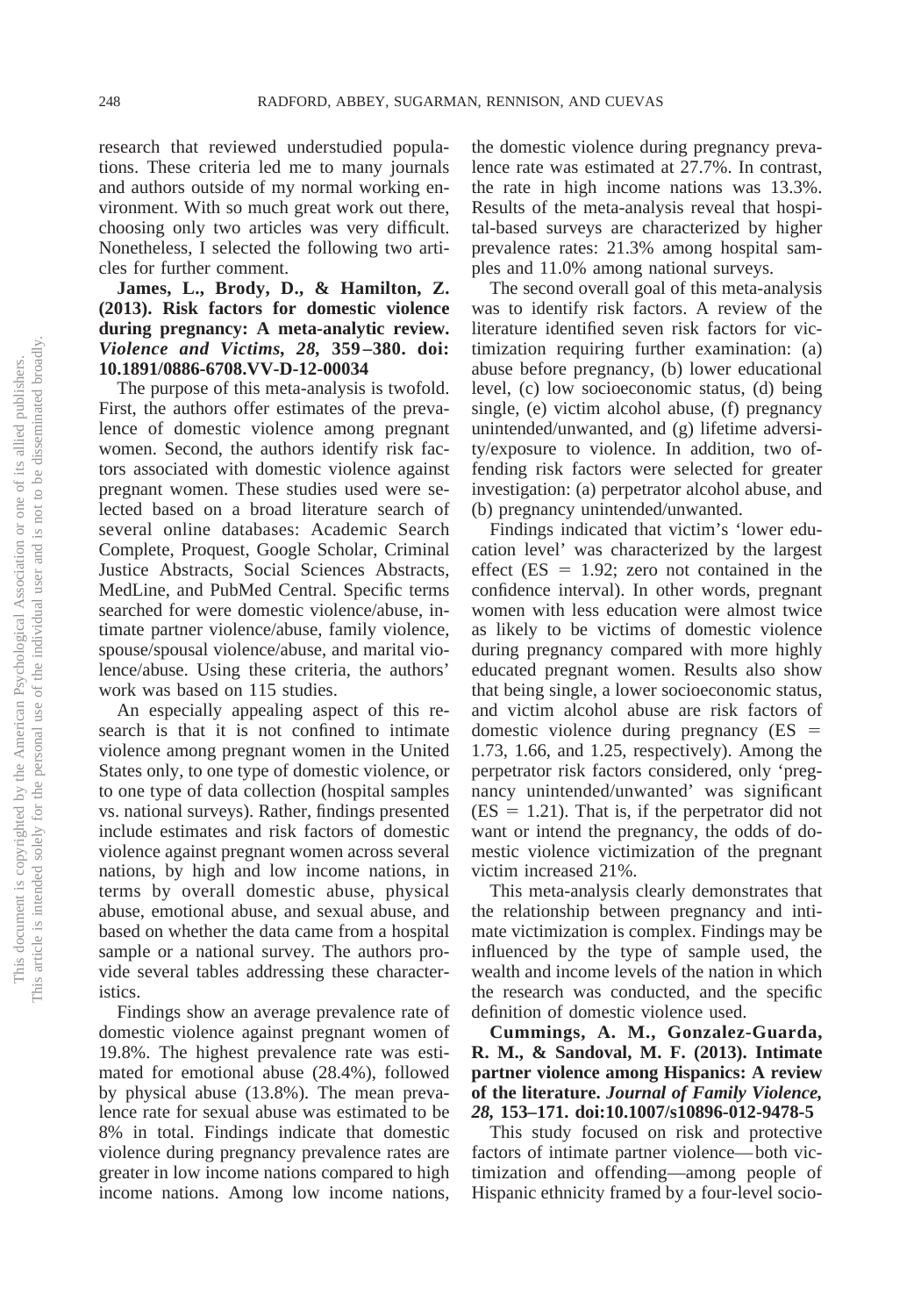research that reviewed understudied populations. These criteria led me to many journals and authors outside of my normal working environment. With so much great work out there, choosing only two articles was very difficult. Nonetheless, I selected the following two articles for further comment.

**James, L., Brody, D., & Hamilton, Z. (2013). Risk factors for domestic violence during pregnancy: A meta-analytic review.** ***Violence and Victims*****, *28*, 359–380. doi: 10.1891/0886-6708.VV-D-12-00034**

The purpose of this meta-analysis is twofold. First, the authors offer estimates of the prevalence of domestic violence among pregnant women. Second, the authors identify risk factors associated with domestic violence against pregnant women. These studies used were selected based on a broad literature search of several online databases: Academic Search Complete, Proquest, Google Scholar, Criminal Justice Abstracts, Social Sciences Abstracts, MedLine, and PubMed Central. Specific terms searched for were domestic violence/abuse, intimate partner violence/abuse, family violence, spouse/spousal violence/abuse, and marital violence/abuse. Using these criteria, the authors' work was based on 115 studies.

An especially appealing aspect of this research is that it is not confined to intimate violence among pregnant women in the United States only, to one type of domestic violence, or to one type of data collection (hospital samples vs. national surveys). Rather, findings presented include estimates and risk factors of domestic violence against pregnant women across several nations, by high and low income nations, in terms by overall domestic abuse, physical abuse, emotional abuse, and sexual abuse, and based on whether the data came from a hospital sample or a national survey. The authors provide several tables addressing these characteristics.

Findings show an average prevalence rate of domestic violence against pregnant women of 19.8%. The highest prevalence rate was estimated for emotional abuse (28.4%), followed by physical abuse (13.8%). The mean prevalence rate for sexual abuse was estimated to be 8% in total. Findings indicate that domestic violence during pregnancy prevalence rates are greater in low income nations compared to high income nations. Among low income nations, the domestic violence during pregnancy prevalence rate was estimated at 27.7%. In contrast, the rate in high income nations was 13.3%. Results of the meta-analysis reveal that hospital-based surveys are characterized by higher prevalence rates: 21.3% among hospital samples and 11.0% among national surveys.

The second overall goal of this meta-analysis was to identify risk factors. A review of the literature identified seven risk factors for victimization requiring further examination: (a) abuse before pregnancy, (b) lower educational level, (c) low socioeconomic status, (d) being single, (e) victim alcohol abuse, (f) pregnancy unintended/unwanted, and (g) lifetime adversity/exposure to violence. In addition, two offending risk factors were selected for greater investigation: (a) perpetrator alcohol abuse, and (b) pregnancy unintended/unwanted.

Findings indicated that victim's 'lower education level' was characterized by the largest effect ($ES = 1.92$; zero not contained in the confidence interval). In other words, pregnant women with less education were almost twice as likely to be victims of domestic violence during pregnancy compared with more highly educated pregnant women. Results also show that being single, a lower socioeconomic status, and victim alcohol abuse are risk factors of domestic violence during pregnancy ($ES =$ 1.73, 1.66, and 1.25, respectively). Among the perpetrator risk factors considered, only 'pregnancy unintended/unwanted' was significant ($ES = 1.21$). That is, if the perpetrator did not want or intend the pregnancy, the odds of domestic violence victimization of the pregnant victim increased 21%.

This meta-analysis clearly demonstrates that the relationship between pregnancy and intimate victimization is complex. Findings may be influenced by the type of sample used, the wealth and income levels of the nation in which the research was conducted, and the specific definition of domestic violence used.

**Cummings, A. M., Gonzalez-Guarda, R. M., & Sandoval, M. F. (2013). Intimate partner violence among Hispanics: A review of the literature.** ***Journal of Family Violence*****, *28*, 153–171. doi:10.1007/s10896-012-9478-5**

This study focused on risk and protective factors of intimate partner violence—both victimization and offending—among people of Hispanic ethnicity framed by a four-level socio-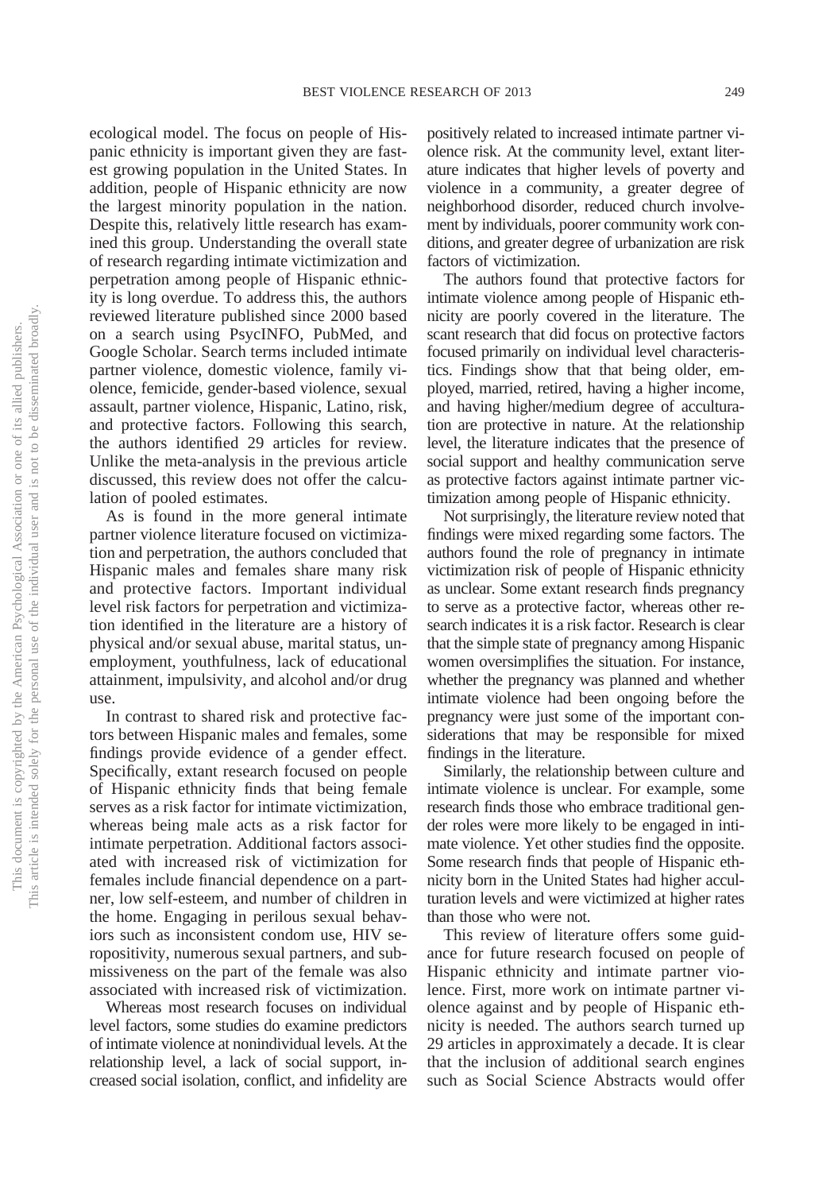ecological model. The focus on people of Hispanic ethnicity is important given they are fastest growing population in the United States. In addition, people of Hispanic ethnicity are now the largest minority population in the nation. Despite this, relatively little research has examined this group. Understanding the overall state of research regarding intimate victimization and perpetration among people of Hispanic ethnicity is long overdue. To address this, the authors reviewed literature published since 2000 based on a search using PsycINFO, PubMed, and Google Scholar. Search terms included intimate partner violence, domestic violence, family violence, femicide, gender-based violence, sexual assault, partner violence, Hispanic, Latino, risk, and protective factors. Following this search, the authors identified 29 articles for review. Unlike the meta-analysis in the previous article discussed, this review does not offer the calculation of pooled estimates.

As is found in the more general intimate partner violence literature focused on victimization and perpetration, the authors concluded that Hispanic males and females share many risk and protective factors. Important individual level risk factors for perpetration and victimization identified in the literature are a history of physical and/or sexual abuse, marital status, unemployment, youthfulness, lack of educational attainment, impulsivity, and alcohol and/or drug use.

In contrast to shared risk and protective factors between Hispanic males and females, some findings provide evidence of a gender effect. Specifically, extant research focused on people of Hispanic ethnicity finds that being female serves as a risk factor for intimate victimization, whereas being male acts as a risk factor for intimate perpetration. Additional factors associated with increased risk of victimization for females include financial dependence on a partner, low self-esteem, and number of children in the home. Engaging in perilous sexual behaviors such as inconsistent condom use, HIV seropositivity, numerous sexual partners, and submissiveness on the part of the female was also associated with increased risk of victimization.

Whereas most research focuses on individual level factors, some studies do examine predictors of intimate violence at nonindividual levels. At the relationship level, a lack of social support, increased social isolation, conflict, and infidelity are positively related to increased intimate partner violence risk. At the community level, extant literature indicates that higher levels of poverty and violence in a community, a greater degree of neighborhood disorder, reduced church involvement by individuals, poorer community work conditions, and greater degree of urbanization are risk factors of victimization.

The authors found that protective factors for intimate violence among people of Hispanic ethnicity are poorly covered in the literature. The scant research that did focus on protective factors focused primarily on individual level characteristics. Findings show that that being older, employed, married, retired, having a higher income, and having higher/medium degree of acculturation are protective in nature. At the relationship level, the literature indicates that the presence of social support and healthy communication serve as protective factors against intimate partner victimization among people of Hispanic ethnicity.

Not surprisingly, the literature review noted that findings were mixed regarding some factors. The authors found the role of pregnancy in intimate victimization risk of people of Hispanic ethnicity as unclear. Some extant research finds pregnancy to serve as a protective factor, whereas other research indicates it is a risk factor. Research is clear that the simple state of pregnancy among Hispanic women oversimplifies the situation. For instance, whether the pregnancy was planned and whether intimate violence had been ongoing before the pregnancy were just some of the important considerations that may be responsible for mixed findings in the literature.

Similarly, the relationship between culture and intimate violence is unclear. For example, some research finds those who embrace traditional gender roles were more likely to be engaged in intimate violence. Yet other studies find the opposite. Some research finds that people of Hispanic ethnicity born in the United States had higher acculturation levels and were victimized at higher rates than those who were not.

This review of literature offers some guidance for future research focused on people of Hispanic ethnicity and intimate partner violence. First, more work on intimate partner violence against and by people of Hispanic ethnicity is needed. The authors search turned up 29 articles in approximately a decade. It is clear that the inclusion of additional search engines such as Social Science Abstracts would offer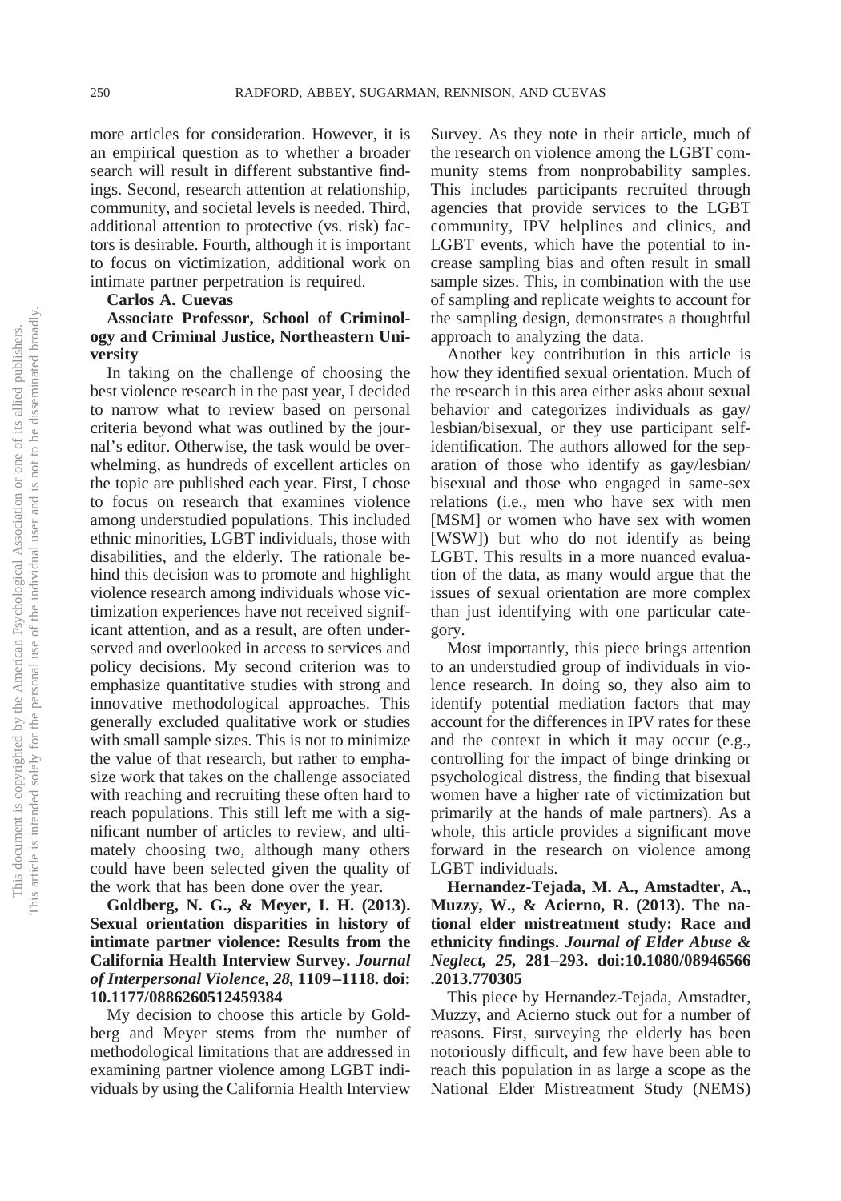more articles for consideration. However, it is an empirical question as to whether a broader search will result in different substantive findings. Second, research attention at relationship, community, and societal levels is needed. Third, additional attention to protective (vs. risk) factors is desirable. Fourth, although it is important to focus on victimization, additional work on intimate partner perpetration is required.

**Carlos A. Cuevas**

**Associate Professor, School of Criminology and Criminal Justice, Northeastern University**

In taking on the challenge of choosing the best violence research in the past year, I decided to narrow what to review based on personal criteria beyond what was outlined by the journal's editor. Otherwise, the task would be overwhelming, as hundreds of excellent articles on the topic are published each year. First, I chose to focus on research that examines violence among understudied populations. This included ethnic minorities, LGBT individuals, those with disabilities, and the elderly. The rationale behind this decision was to promote and highlight violence research among individuals whose victimization experiences have not received significant attention, and as a result, are often underserved and overlooked in access to services and policy decisions. My second criterion was to emphasize quantitative studies with strong and innovative methodological approaches. This generally excluded qualitative work or studies with small sample sizes. This is not to minimize the value of that research, but rather to emphasize work that takes on the challenge associated with reaching and recruiting these often hard to reach populations. This still left me with a significant number of articles to review, and ultimately choosing two, although many others could have been selected given the quality of the work that has been done over the year.

**Goldberg, N. G., & Meyer, I. H. (2013). Sexual orientation disparities in history of intimate partner violence: Results from the California Health Interview Survey. *Journal of Interpersonal Violence, 28,* 1109–1118. doi: 10.1177/0886260512459384**

My decision to choose this article by Goldberg and Meyer stems from the number of methodological limitations that are addressed in examining partner violence among LGBT individuals by using the California Health Interview Survey. As they note in their article, much of the research on violence among the LGBT community stems from nonprobability samples. This includes participants recruited through agencies that provide services to the LGBT community, IPV helplines and clinics, and LGBT events, which have the potential to increase sampling bias and often result in small sample sizes. This, in combination with the use of sampling and replicate weights to account for the sampling design, demonstrates a thoughtful approach to analyzing the data.

Another key contribution in this article is how they identified sexual orientation. Much of the research in this area either asks about sexual behavior and categorizes individuals as gay/lesbian/bisexual, or they use participant self-identification. The authors allowed for the separation of those who identify as gay/lesbian/bisexual and those who engaged in same-sex relations (i.e., men who have sex with men [MSM] or women who have sex with women [WSW]) but who do not identify as being LGBT. This results in a more nuanced evaluation of the data, as many would argue that the issues of sexual orientation are more complex than just identifying with one particular category.

Most importantly, this piece brings attention to an understudied group of individuals in violence research. In doing so, they also aim to identify potential mediation factors that may account for the differences in IPV rates for these and the context in which it may occur (e.g., controlling for the impact of binge drinking or psychological distress, the finding that bisexual women have a higher rate of victimization but primarily at the hands of male partners). As a whole, this article provides a significant move forward in the research on violence among LGBT individuals.

**Hernandez-Tejada, M. A., Amstadter, A., Muzzy, W., & Acierno, R. (2013). The national elder mistreatment study: Race and ethnicity findings. *Journal of Elder Abuse & Neglect, 25,* 281–293. doi:10.1080/08946566.2013.770305**

This piece by Hernandez-Tejada, Amstadter, Muzzy, and Acierno stuck out for a number of reasons. First, surveying the elderly has been notoriously difficult, and few have been able to reach this population in as large a scope as the National Elder Mistreatment Study (NEMS)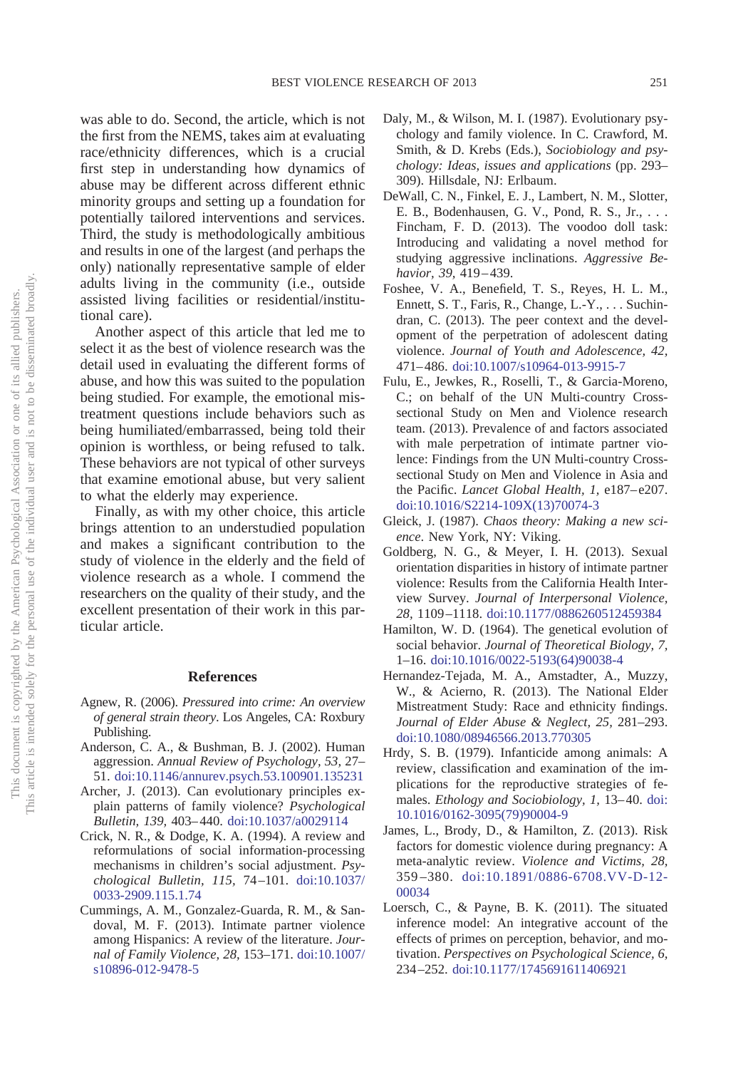was able to do. Second, the article, which is not the first from the NEMS, takes aim at evaluating race/ethnicity differences, which is a crucial first step in understanding how dynamics of abuse may be different across different ethnic minority groups and setting up a foundation for potentially tailored interventions and services. Third, the study is methodologically ambitious and results in one of the largest (and perhaps the only) nationally representative sample of elder adults living in the community (i.e., outside assisted living facilities or residential/institutional care).

Another aspect of this article that led me to select it as the best of violence research was the detail used in evaluating the different forms of abuse, and how this was suited to the population being studied. For example, the emotional mistreatment questions include behaviors such as being humiliated/embarrassed, being told their opinion is worthless, or being refused to talk. These behaviors are not typical of other surveys that examine emotional abuse, but very salient to what the elderly may experience.

Finally, as with my other choice, this article brings attention to an understudied population and makes a significant contribution to the study of violence in the elderly and the field of violence research as a whole. I commend the researchers on the quality of their study, and the excellent presentation of their work in this particular article.

## References

Agnew, R. (2006). *Pressured into crime: An overview of general strain theory*. Los Angeles, CA: Roxbury Publishing.

Anderson, C. A., & Bushman, B. J. (2002). Human aggression. *Annual Review of Psychology, 53,* 27–51. doi:10.1146/annurev.psych.53.100901.135231

Archer, J. (2013). Can evolutionary principles explain patterns of family violence? *Psychological Bulletin, 139,* 403–440. doi:10.1037/a0029114

Crick, N. R., & Dodge, K. A. (1994). A review and reformulations of social information-processing mechanisms in children's social adjustment. *Psychological Bulletin, 115,* 74–101. doi:10.1037/0033-2909.115.1.74

Cummings, A. M., Gonzalez-Guarda, R. M., & Sandoval, M. F. (2013). Intimate partner violence among Hispanics: A review of the literature. *Journal of Family Violence, 28,* 153–171. doi:10.1007/s10896-012-9478-5

Daly, M., & Wilson, M. I. (1987). Evolutionary psychology and family violence. In C. Crawford, M. Smith, & D. Krebs (Eds.), *Sociobiology and psychology: Ideas, issues and applications* (pp. 293–309). Hillsdale, NJ: Erlbaum.

DeWall, C. N., Finkel, E. J., Lambert, N. M., Slotter, E. B., Bodenhausen, G. V., Pond, R. S., Jr., . . . Fincham, F. D. (2013). The voodoo doll task: Introducing and validating a novel method for studying aggressive inclinations. *Aggressive Behavior, 39,* 419–439.

Foshee, V. A., Benefield, T. S., Reyes, H. L. M., Ennett, S. T., Faris, R., Change, L.-Y., . . . Suchindran, C. (2013). The peer context and the development of the perpetration of adolescent dating violence. *Journal of Youth and Adolescence, 42,* 471–486. doi:10.1007/s10964-013-9915-7

Fulu, E., Jewkes, R., Roselli, T., & Garcia-Moreno, C.; on behalf of the UN Multi-country Cross-sectional Study on Men and Violence research team. (2013). Prevalence of and factors associated with male perpetration of intimate partner violence: Findings from the UN Multi-country Cross-sectional Study on Men and Violence in Asia and the Pacific. *Lancet Global Health, 1,* e187–e207. doi:10.1016/S2214-109X(13)70074-3

Gleick, J. (1987). *Chaos theory: Making a new science*. New York, NY: Viking.

Goldberg, N. G., & Meyer, I. H. (2013). Sexual orientation disparities in history of intimate partner violence: Results from the California Health Interview Survey. *Journal of Interpersonal Violence, 28,* 1109–1118. doi:10.1177/0886260512459384

Hamilton, W. D. (1964). The genetical evolution of social behavior. *Journal of Theoretical Biology, 7,* 1–16. doi:10.1016/0022-5193(64)90038-4

Hernandez-Tejada, M. A., Amstadter, A., Muzzy, W., & Acierno, R. (2013). The National Elder Mistreatment Study: Race and ethnicity findings. *Journal of Elder Abuse & Neglect, 25,* 281–293. doi:10.1080/08946566.2013.770305

Hrdy, S. B. (1979). Infanticide among animals: A review, classification and examination of the implications for the reproductive strategies of females. *Ethology and Sociobiology, 1,* 13–40. doi:10.1016/0162-3095(79)90004-9

James, L., Brody, D., & Hamilton, Z. (2013). Risk factors for domestic violence during pregnancy: A meta-analytic review. *Violence and Victims, 28,* 359–380. doi:10.1891/0886-6708.VV-D-12-00034

Loersch, C., & Payne, B. K. (2011). The situated inference model: An integrative account of the effects of primes on perception, behavior, and motivation. *Perspectives on Psychological Science, 6,* 234–252. doi:10.1177/1745691611406921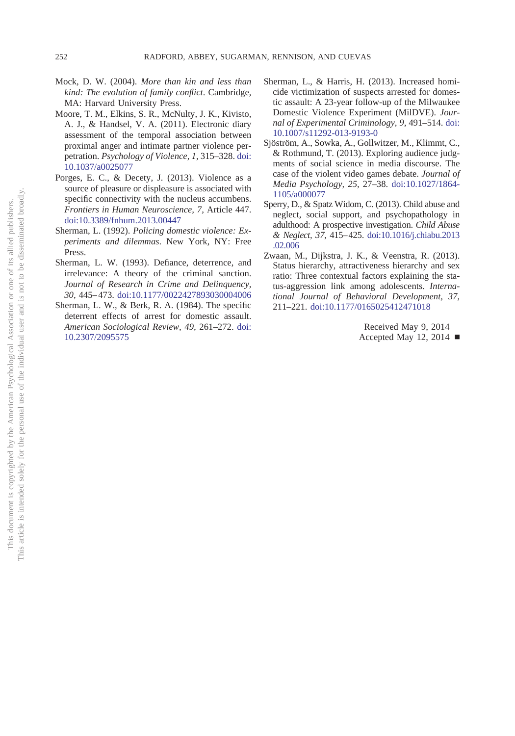Mock, D. W. (2004). *More than kin and less than kind: The evolution of family conflict*. Cambridge, MA: Harvard University Press.

Moore, T. M., Elkins, S. R., McNulty, J. K., Kivisto, A. J., & Handsel, V. A. (2011). Electronic diary assessment of the temporal association between proximal anger and intimate partner violence perpetration. *Psychology of Violence, 1,* 315–328. doi:10.1037/a0025077

Porges, E. C., & Decety, J. (2013). Violence as a source of pleasure or displeasure is associated with specific connectivity with the nucleus accumbens. *Frontiers in Human Neuroscience, 7,* Article 447. doi:10.3389/fnhum.2013.00447

Sherman, L. (1992). *Policing domestic violence: Experiments and dilemmas*. New York, NY: Free Press.

Sherman, L. W. (1993). Defiance, deterrence, and irrelevance: A theory of the criminal sanction. *Journal of Research in Crime and Delinquency, 30,* 445–473. doi:10.1177/0022427893030004006

Sherman, L. W., & Berk, R. A. (1984). The specific deterrent effects of arrest for domestic assault. *American Sociological Review, 49,* 261–272. doi:10.2307/2095575

Sherman, L., & Harris, H. (2013). Increased homicide victimization of suspects arrested for domestic assault: A 23-year follow-up of the Milwaukee Domestic Violence Experiment (MilDVE). *Journal of Experimental Criminology, 9,* 491–514. doi:10.1007/s11292-013-9193-0

Sjöström, A., Sowka, A., Gollwitzer, M., Klimmt, C., & Rothmund, T. (2013). Exploring audience judgments of social science in media discourse. The case of the violent video games debate. *Journal of Media Psychology, 25,* 27–38. doi:10.1027/1864-1105/a000077

Sperry, D., & Spatz Widom, C. (2013). Child abuse and neglect, social support, and psychopathology in adulthood: A prospective investigation. *Child Abuse & Neglect, 37,* 415–425. doi:10.1016/j.chiabu.2013.02.006

Zwaan, M., Dijkstra, J. K., & Veenstra, R. (2013). Status hierarchy, attractiveness hierarchy and sex ratio: Three contextual factors explaining the status-aggression link among adolescents. *International Journal of Behavioral Development, 37,* 211–221. doi:10.1177/0165025412471018

Received May 9, 2014
Accepted May 12, 2014 ■